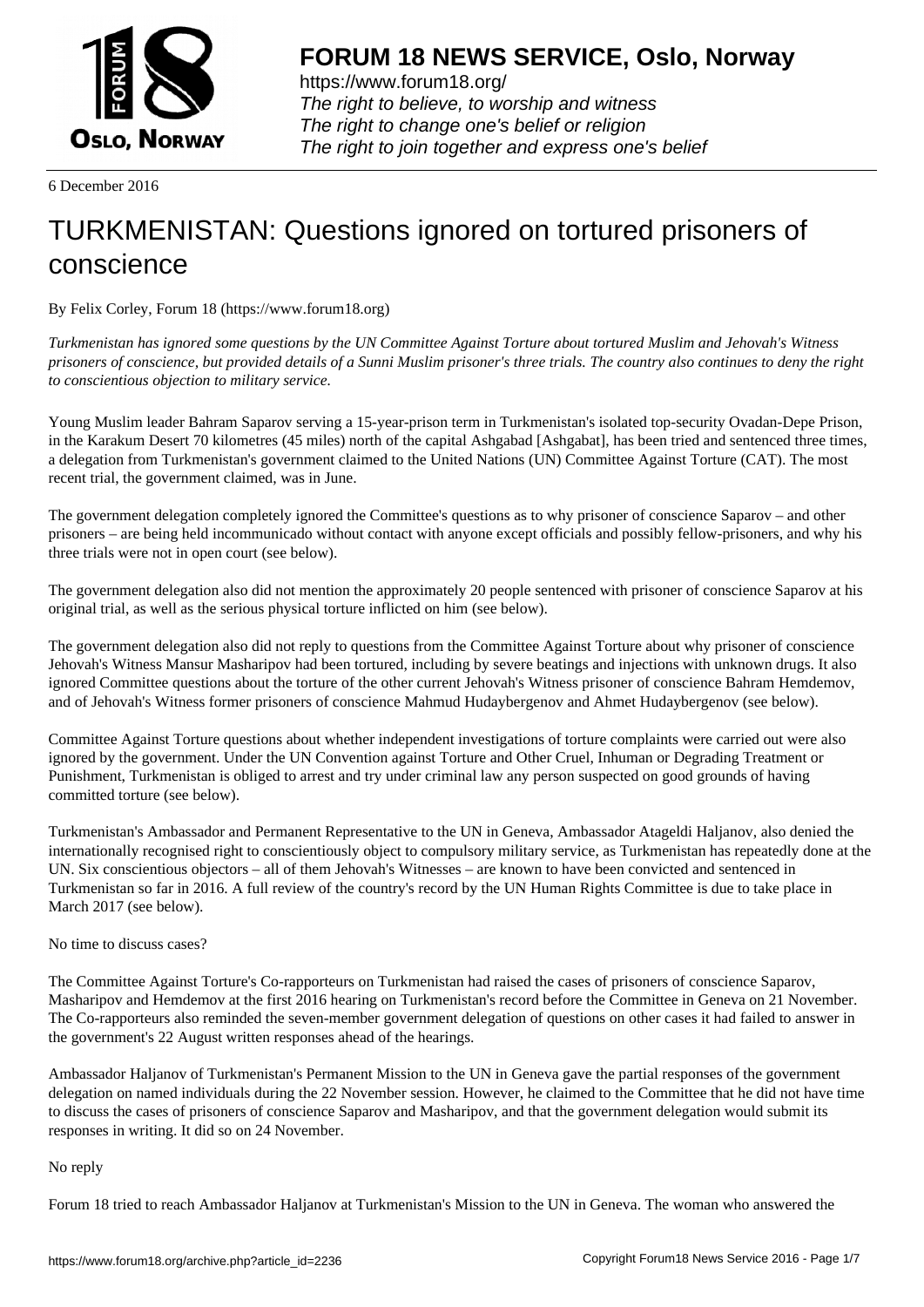# FORUM 18 NEWS SERVICE, Oslo, Norway

https://www.forum18.org/
*The right to believe, to worship and witness*
*The right to change one's belief or religion*
*The right to join together and express one's belief*

6 December 2016

# TURKMENISTAN: Questions ignored on tortured prisoners of conscience

By Felix Corley, Forum 18 (https://www.forum18.org)

*Turkmenistan has ignored some questions by the UN Committee Against Torture about tortured Muslim and Jehovah's Witness prisoners of conscience, but provided details of a Sunni Muslim prisoner's three trials. The country also continues to deny the right to conscientious objection to military service.*

Young Muslim leader Bahram Saparov serving a 15-year-prison term in Turkmenistan's isolated top-security Ovadan-Depe Prison, in the Karakum Desert 70 kilometres (45 miles) north of the capital Ashgabad [Ashgabat], has been tried and sentenced three times, a delegation from Turkmenistan's government claimed to the United Nations (UN) Committee Against Torture (CAT). The most recent trial, the government claimed, was in June.

The government delegation completely ignored the Committee's questions as to why prisoner of conscience Saparov – and other prisoners – are being held incommunicado without contact with anyone except officials and possibly fellow-prisoners, and why his three trials were not in open court (see below).

The government delegation also did not mention the approximately 20 people sentenced with prisoner of conscience Saparov at his original trial, as well as the serious physical torture inflicted on him (see below).

The government delegation also did not reply to questions from the Committee Against Torture about why prisoner of conscience Jehovah's Witness Mansur Masharipov had been tortured, including by severe beatings and injections with unknown drugs. It also ignored Committee questions about the torture of the other current Jehovah's Witness prisoner of conscience Bahram Hemdemov, and of Jehovah's Witness former prisoners of conscience Mahmud Hudaybergenov and Ahmet Hudaybergenov (see below).

Committee Against Torture questions about whether independent investigations of torture complaints were carried out were also ignored by the government. Under the UN Convention against Torture and Other Cruel, Inhuman or Degrading Treatment or Punishment, Turkmenistan is obliged to arrest and try under criminal law any person suspected on good grounds of having committed torture (see below).

Turkmenistan's Ambassador and Permanent Representative to the UN in Geneva, Ambassador Atageldi Haljanov, also denied the internationally recognised right to conscientiously object to compulsory military service, as Turkmenistan has repeatedly done at the UN. Six conscientious objectors – all of them Jehovah's Witnesses – are known to have been convicted and sentenced in Turkmenistan so far in 2016. A full review of the country's record by the UN Human Rights Committee is due to take place in March 2017 (see below).

No time to discuss cases?

The Committee Against Torture's Co-rapporteurs on Turkmenistan had raised the cases of prisoners of conscience Saparov, Masharipov and Hemdemov at the first 2016 hearing on Turkmenistan's record before the Committee in Geneva on 21 November. The Co-rapporteurs also reminded the seven-member government delegation of questions on other cases it had failed to answer in the government's 22 August written responses ahead of the hearings.

Ambassador Haljanov of Turkmenistan's Permanent Mission to the UN in Geneva gave the partial responses of the government delegation on named individuals during the 22 November session. However, he claimed to the Committee that he did not have time to discuss the cases of prisoners of conscience Saparov and Masharipov, and that the government delegation would submit its responses in writing. It did so on 24 November.

No reply

Forum 18 tried to reach Ambassador Haljanov at Turkmenistan's Mission to the UN in Geneva. The woman who answered the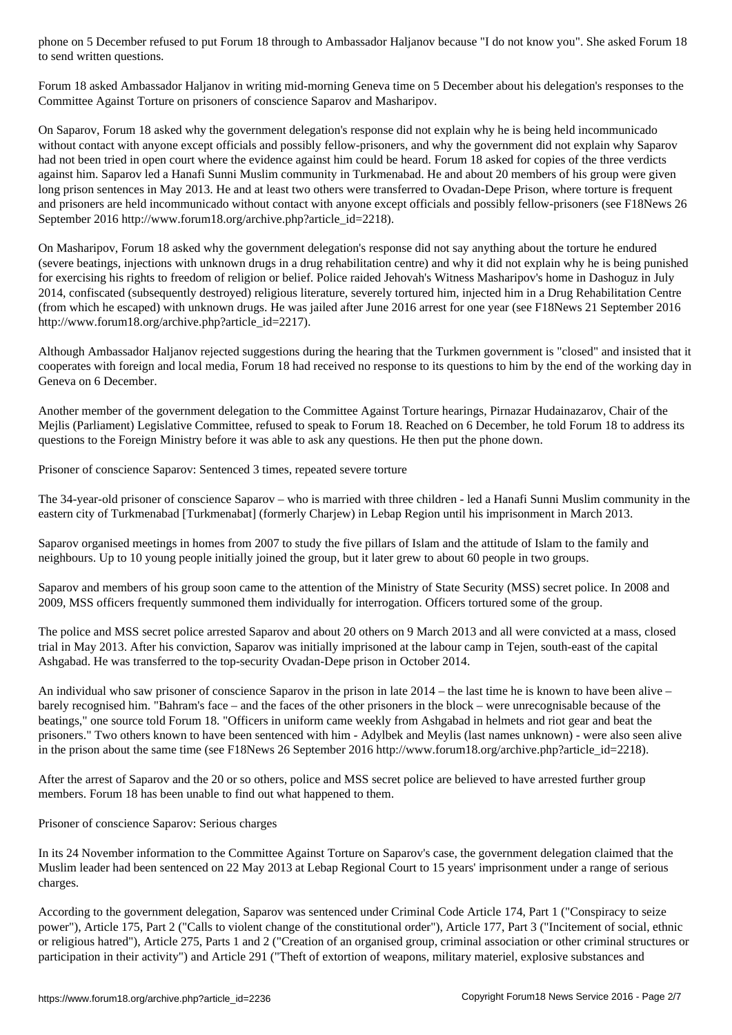phone on 5 December refused to put Forum 18 through to Ambassador Haljanov because "I do not know you". She asked Forum 18 to send written questions.

Forum 18 asked Ambassador Haljanov in writing mid-morning Geneva time on 5 December about his delegation's responses to the Committee Against Torture on prisoners of conscience Saparov and Masharipov.

On Saparov, Forum 18 asked why the government delegation's response did not explain why he is being held incommunicado without contact with anyone except officials and possibly fellow-prisoners, and why the government did not explain why Saparov had not been tried in open court where the evidence against him could be heard. Forum 18 asked for copies of the three verdicts against him. Saparov led a Hanafi Sunni Muslim community in Turkmenabad. He and about 20 members of his group were given long prison sentences in May 2013. He and at least two others were transferred to Ovadan-Depe Prison, where torture is frequent and prisoners are held incommunicado without contact with anyone except officials and possibly fellow-prisoners (see F18News 26 September 2016 http://www.forum18.org/archive.php?article_id=2218).

On Masharipov, Forum 18 asked why the government delegation's response did not say anything about the torture he endured (severe beatings, injections with unknown drugs in a drug rehabilitation centre) and why it did not explain why he is being punished for exercising his rights to freedom of religion or belief. Police raided Jehovah's Witness Masharipov's home in Dashoguz in July 2014, confiscated (subsequently destroyed) religious literature, severely tortured him, injected him in a Drug Rehabilitation Centre (from which he escaped) with unknown drugs. He was jailed after June 2016 arrest for one year (see F18News 21 September 2016 http://www.forum18.org/archive.php?article_id=2217).

Although Ambassador Haljanov rejected suggestions during the hearing that the Turkmen government is "closed" and insisted that it cooperates with foreign and local media, Forum 18 had received no response to its questions to him by the end of the working day in Geneva on 6 December.

Another member of the government delegation to the Committee Against Torture hearings, Pirnazar Hudainazarov, Chair of the Mejlis (Parliament) Legislative Committee, refused to speak to Forum 18. Reached on 6 December, he told Forum 18 to address its questions to the Foreign Ministry before it was able to ask any questions. He then put the phone down.

## Prisoner of conscience Saparov: Sentenced 3 times, repeated severe torture

The 34-year-old prisoner of conscience Saparov – who is married with three children - led a Hanafi Sunni Muslim community in the eastern city of Turkmenabad [Turkmenabat] (formerly Charjew) in Lebap Region until his imprisonment in March 2013.

Saparov organised meetings in homes from 2007 to study the five pillars of Islam and the attitude of Islam to the family and neighbours. Up to 10 young people initially joined the group, but it later grew to about 60 people in two groups.

Saparov and members of his group soon came to the attention of the Ministry of State Security (MSS) secret police. In 2008 and 2009, MSS officers frequently summoned them individually for interrogation. Officers tortured some of the group.

The police and MSS secret police arrested Saparov and about 20 others on 9 March 2013 and all were convicted at a mass, closed trial in May 2013. After his conviction, Saparov was initially imprisoned at the labour camp in Tejen, south-east of the capital Ashgabad. He was transferred to the top-security Ovadan-Depe prison in October 2014.

An individual who saw prisoner of conscience Saparov in the prison in late 2014 – the last time he is known to have been alive – barely recognised him. "Bahram's face – and the faces of the other prisoners in the block – were unrecognisable because of the beatings," one source told Forum 18. "Officers in uniform came weekly from Ashgabad in helmets and riot gear and beat the prisoners." Two others known to have been sentenced with him - Adylbek and Meylis (last names unknown) - were also seen alive in the prison about the same time (see F18News 26 September 2016 http://www.forum18.org/archive.php?article_id=2218).

After the arrest of Saparov and the 20 or so others, police and MSS secret police are believed to have arrested further group members. Forum 18 has been unable to find out what happened to them.

## Prisoner of conscience Saparov: Serious charges

In its 24 November information to the Committee Against Torture on Saparov's case, the government delegation claimed that the Muslim leader had been sentenced on 22 May 2013 at Lebap Regional Court to 15 years' imprisonment under a range of serious charges.

According to the government delegation, Saparov was sentenced under Criminal Code Article 174, Part 1 ("Conspiracy to seize power"), Article 175, Part 2 ("Calls to violent change of the constitutional order"), Article 177, Part 3 ("Incitement of social, ethnic or religious hatred"), Article 275, Parts 1 and 2 ("Creation of an organised group, criminal association or other criminal structures or participation in their activity") and Article 291 ("Theft of extortion of weapons, military materiel, explosive substances and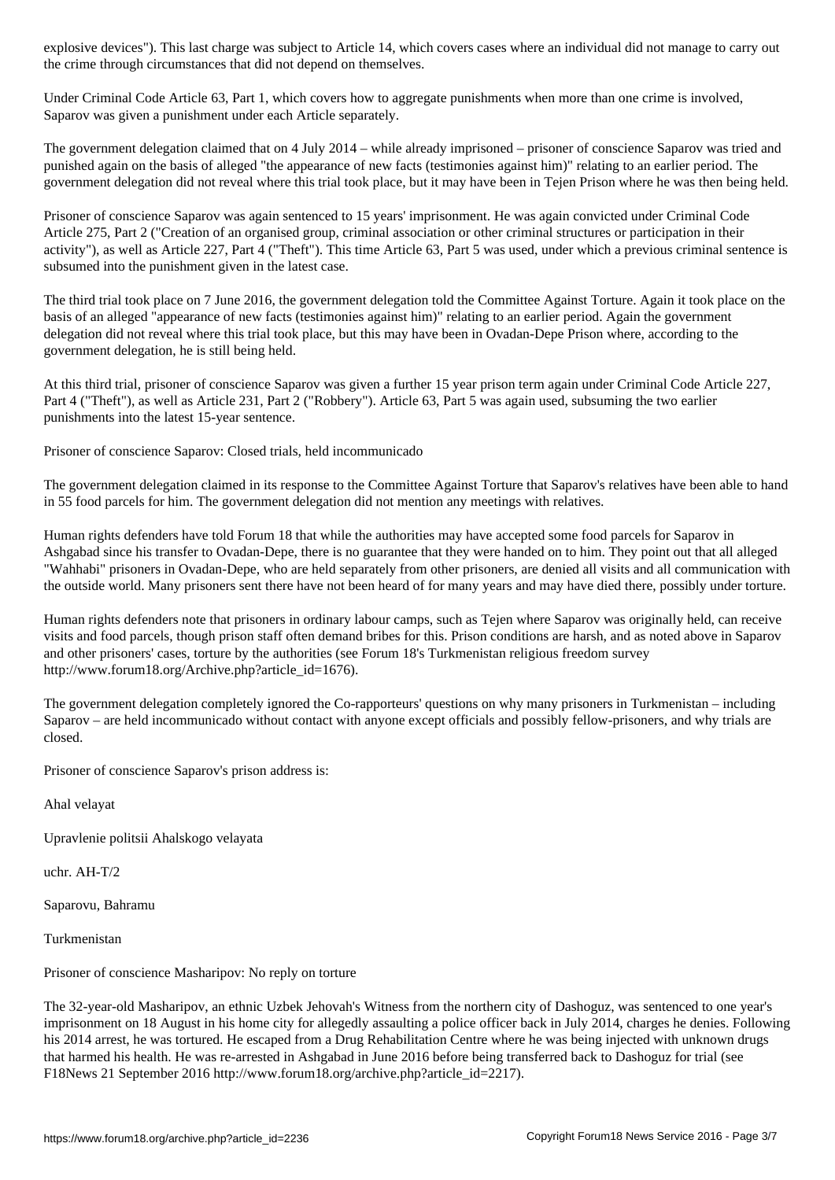explosive devices"). This last charge was subject to Article 14, which covers cases where an individual did not manage to carry out the crime through circumstances that did not depend on themselves.

Under Criminal Code Article 63, Part 1, which covers how to aggregate punishments when more than one crime is involved, Saparov was given a punishment under each Article separately.

The government delegation claimed that on 4 July 2014 – while already imprisoned – prisoner of conscience Saparov was tried and punished again on the basis of alleged "the appearance of new facts (testimonies against him)" relating to an earlier period. The government delegation did not reveal where this trial took place, but it may have been in Tejen Prison where he was then being held.

Prisoner of conscience Saparov was again sentenced to 15 years' imprisonment. He was again convicted under Criminal Code Article 275, Part 2 ("Creation of an organised group, criminal association or other criminal structures or participation in their activity"), as well as Article 227, Part 4 ("Theft"). This time Article 63, Part 5 was used, under which a previous criminal sentence is subsumed into the punishment given in the latest case.

The third trial took place on 7 June 2016, the government delegation told the Committee Against Torture. Again it took place on the basis of an alleged "appearance of new facts (testimonies against him)" relating to an earlier period. Again the government delegation did not reveal where this trial took place, but this may have been in Ovadan-Depe Prison where, according to the government delegation, he is still being held.

At this third trial, prisoner of conscience Saparov was given a further 15 year prison term again under Criminal Code Article 227, Part 4 ("Theft"), as well as Article 231, Part 2 ("Robbery"). Article 63, Part 5 was again used, subsuming the two earlier punishments into the latest 15-year sentence.

## Prisoner of conscience Saparov: Closed trials, held incommunicado

The government delegation claimed in its response to the Committee Against Torture that Saparov's relatives have been able to hand in 55 food parcels for him. The government delegation did not mention any meetings with relatives.

Human rights defenders have told Forum 18 that while the authorities may have accepted some food parcels for Saparov in Ashgabad since his transfer to Ovadan-Depe, there is no guarantee that they were handed on to him. They point out that all alleged "Wahhabi" prisoners in Ovadan-Depe, who are held separately from other prisoners, are denied all visits and all communication with the outside world. Many prisoners sent there have not been heard of for many years and may have died there, possibly under torture.

Human rights defenders note that prisoners in ordinary labour camps, such as Tejen where Saparov was originally held, can receive visits and food parcels, though prison staff often demand bribes for this. Prison conditions are harsh, and as noted above in Saparov and other prisoners' cases, torture by the authorities (see Forum 18's Turkmenistan religious freedom survey http://www.forum18.org/Archive.php?article_id=1676).

The government delegation completely ignored the Co-rapporteurs' questions on why many prisoners in Turkmenistan – including Saparov – are held incommunicado without contact with anyone except officials and possibly fellow-prisoners, and why trials are closed.

Prisoner of conscience Saparov's prison address is:

Ahal velayat

Upravlenie politsii Ahalskogo velayata

uchr. AH-T/2

Saparovu, Bahramu

Turkmenistan

## Prisoner of conscience Masharipov: No reply on torture

The 32-year-old Masharipov, an ethnic Uzbek Jehovah's Witness from the northern city of Dashoguz, was sentenced to one year's imprisonment on 18 August in his home city for allegedly assaulting a police officer back in July 2014, charges he denies. Following his 2014 arrest, he was tortured. He escaped from a Drug Rehabilitation Centre where he was being injected with unknown drugs that harmed his health. He was re-arrested in Ashgabad in June 2016 before being transferred back to Dashoguz for trial (see F18News 21 September 2016 http://www.forum18.org/archive.php?article_id=2217).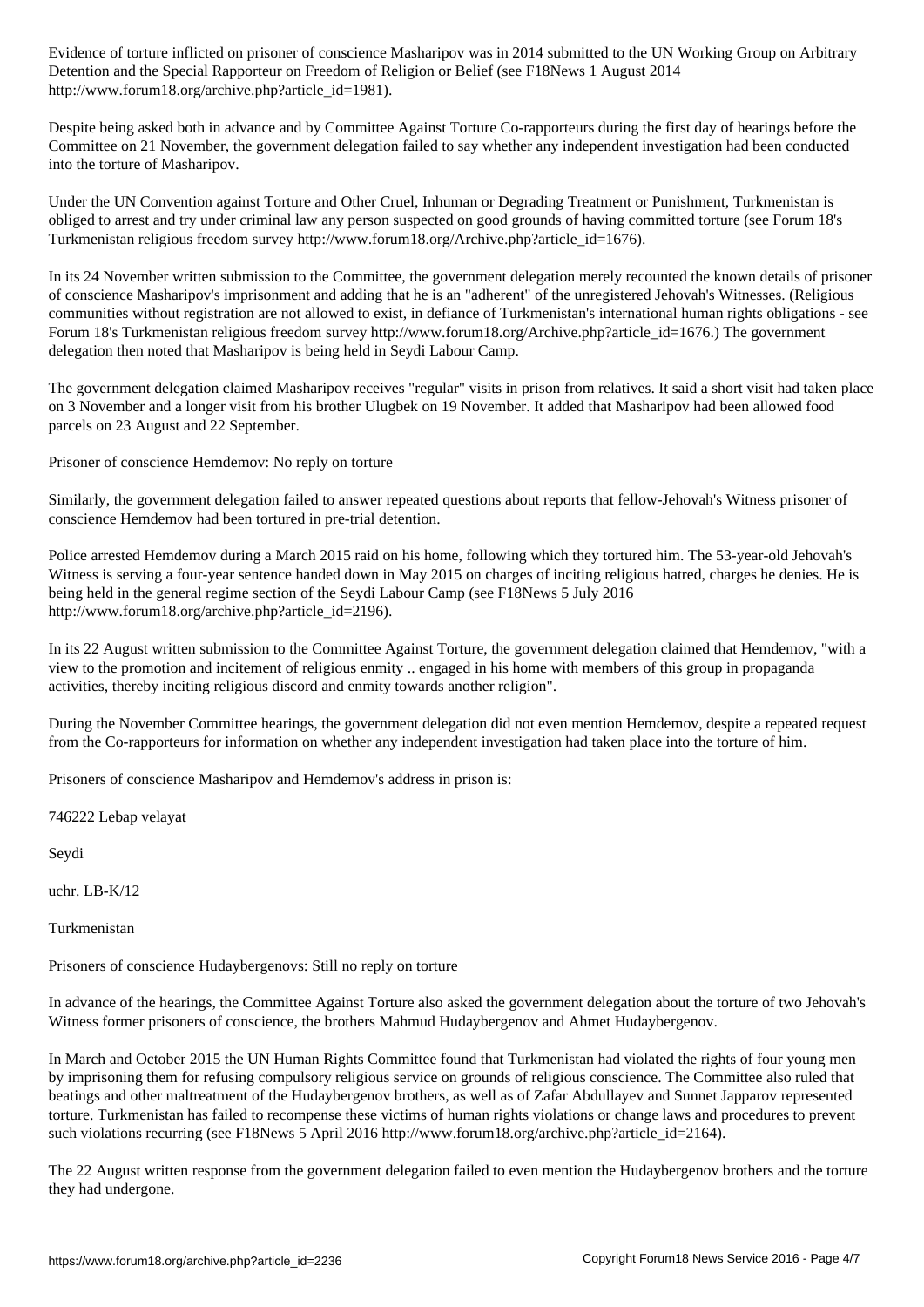Evidence of torture inflicted on prisoner of conscience Masharipov was in 2014 submitted to the UN Working Group on Arbitrary Detention and the Special Rapporteur on Freedom of Religion or Belief (see F18News 1 August 2014 http://www.forum18.org/archive.php?article_id=1981).

Despite being asked both in advance and by Committee Against Torture Co-rapporteurs during the first day of hearings before the Committee on 21 November, the government delegation failed to say whether any independent investigation had been conducted into the torture of Masharipov.

Under the UN Convention against Torture and Other Cruel, Inhuman or Degrading Treatment or Punishment, Turkmenistan is obliged to arrest and try under criminal law any person suspected on good grounds of having committed torture (see Forum 18's Turkmenistan religious freedom survey http://www.forum18.org/Archive.php?article_id=1676).

In its 24 November written submission to the Committee, the government delegation merely recounted the known details of prisoner of conscience Masharipov's imprisonment and adding that he is an "adherent" of the unregistered Jehovah's Witnesses. (Religious communities without registration are not allowed to exist, in defiance of Turkmenistan's international human rights obligations - see Forum 18's Turkmenistan religious freedom survey http://www.forum18.org/Archive.php?article_id=1676.) The government delegation then noted that Masharipov is being held in Seydi Labour Camp.

The government delegation claimed Masharipov receives "regular" visits in prison from relatives. It said a short visit had taken place on 3 November and a longer visit from his brother Ulugbek on 19 November. It added that Masharipov had been allowed food parcels on 23 August and 22 September.

Prisoner of conscience Hemdemov: No reply on torture

Similarly, the government delegation failed to answer repeated questions about reports that fellow-Jehovah's Witness prisoner of conscience Hemdemov had been tortured in pre-trial detention.

Police arrested Hemdemov during a March 2015 raid on his home, following which they tortured him. The 53-year-old Jehovah's Witness is serving a four-year sentence handed down in May 2015 on charges of inciting religious hatred, charges he denies. He is being held in the general regime section of the Seydi Labour Camp (see F18News 5 July 2016 http://www.forum18.org/archive.php?article_id=2196).

In its 22 August written submission to the Committee Against Torture, the government delegation claimed that Hemdemov, "with a view to the promotion and incitement of religious enmity .. engaged in his home with members of this group in propaganda activities, thereby inciting religious discord and enmity towards another religion".

During the November Committee hearings, the government delegation did not even mention Hemdemov, despite a repeated request from the Co-rapporteurs for information on whether any independent investigation had taken place into the torture of him.

Prisoners of conscience Masharipov and Hemdemov's address in prison is:

746222 Lebap velayat

Seydi

uchr. LB-K/12

Turkmenistan

Prisoners of conscience Hudaybergenovs: Still no reply on torture

In advance of the hearings, the Committee Against Torture also asked the government delegation about the torture of two Jehovah's Witness former prisoners of conscience, the brothers Mahmud Hudaybergenov and Ahmet Hudaybergenov.

In March and October 2015 the UN Human Rights Committee found that Turkmenistan had violated the rights of four young men by imprisoning them for refusing compulsory religious service on grounds of religious conscience. The Committee also ruled that beatings and other maltreatment of the Hudaybergenov brothers, as well as of Zafar Abdullayev and Sunnet Japparov represented torture. Turkmenistan has failed to recompense these victims of human rights violations or change laws and procedures to prevent such violations recurring (see F18News 5 April 2016 http://www.forum18.org/archive.php?article_id=2164).

The 22 August written response from the government delegation failed to even mention the Hudaybergenov brothers and the torture they had undergone.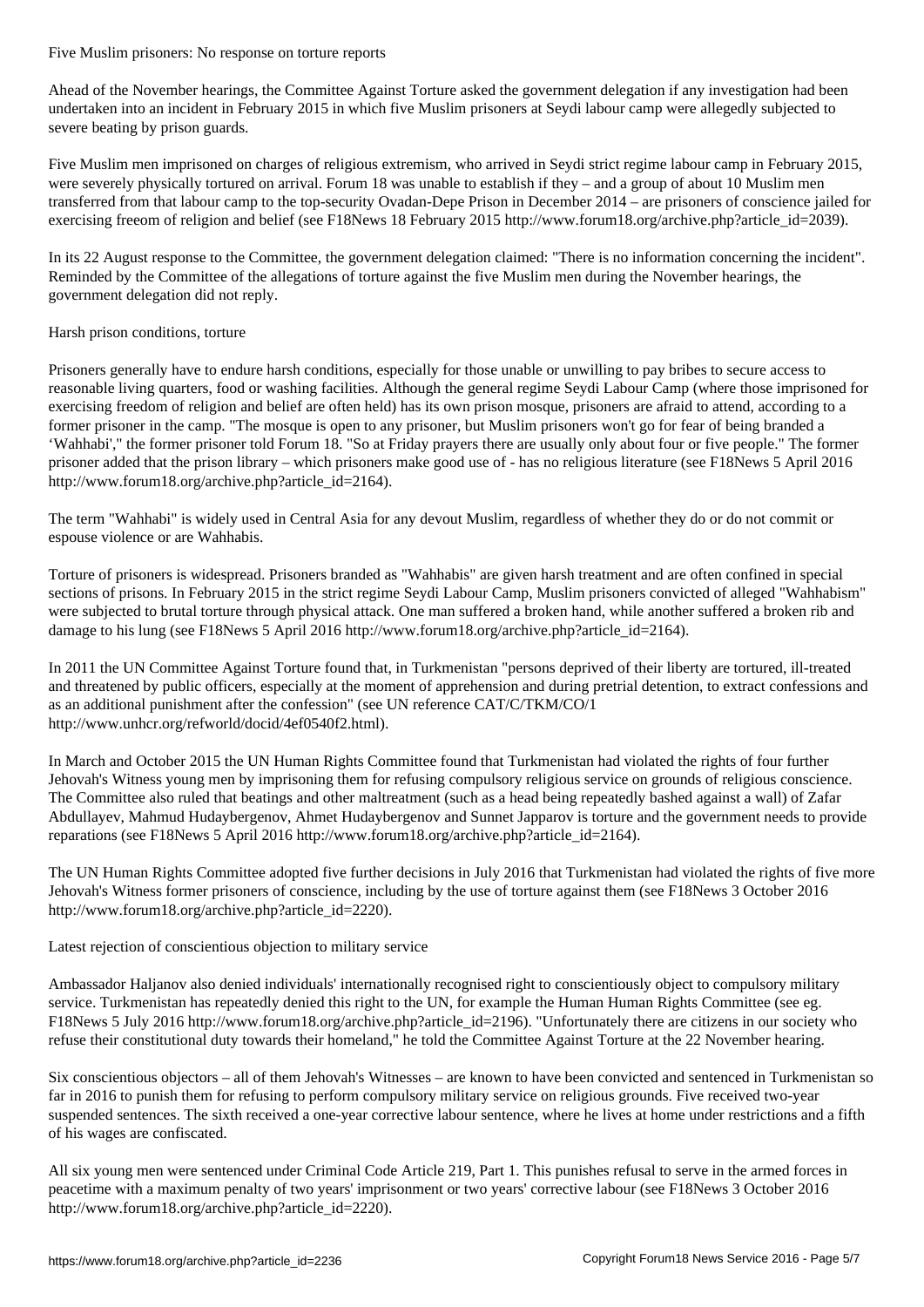## Five Muslim prisoners: No response on torture reports

Ahead of the November hearings, the Committee Against Torture asked the government delegation if any investigation had been undertaken into an incident in February 2015 in which five Muslim prisoners at Seydi labour camp were allegedly subjected to severe beating by prison guards.

Five Muslim men imprisoned on charges of religious extremism, who arrived in Seydi strict regime labour camp in February 2015, were severely physically tortured on arrival. Forum 18 was unable to establish if they – and a group of about 10 Muslim men transferred from that labour camp to the top-security Ovadan-Depe Prison in December 2014 – are prisoners of conscience jailed for exercising freeom of religion and belief (see F18News 18 February 2015 http://www.forum18.org/archive.php?article_id=2039).

In its 22 August response to the Committee, the government delegation claimed: "There is no information concerning the incident". Reminded by the Committee of the allegations of torture against the five Muslim men during the November hearings, the government delegation did not reply.

## Harsh prison conditions, torture

Prisoners generally have to endure harsh conditions, especially for those unable or unwilling to pay bribes to secure access to reasonable living quarters, food or washing facilities. Although the general regime Seydi Labour Camp (where those imprisoned for exercising freedom of religion and belief are often held) has its own prison mosque, prisoners are afraid to attend, according to a former prisoner in the camp. "The mosque is open to any prisoner, but Muslim prisoners won't go for fear of being branded a 'Wahhabi'," the former prisoner told Forum 18. "So at Friday prayers there are usually only about four or five people." The former prisoner added that the prison library – which prisoners make good use of - has no religious literature (see F18News 5 April 2016 http://www.forum18.org/archive.php?article_id=2164).

The term "Wahhabi" is widely used in Central Asia for any devout Muslim, regardless of whether they do or do not commit or espouse violence or are Wahhabis.

Torture of prisoners is widespread. Prisoners branded as "Wahhabis" are given harsh treatment and are often confined in special sections of prisons. In February 2015 in the strict regime Seydi Labour Camp, Muslim prisoners convicted of alleged "Wahhabism" were subjected to brutal torture through physical attack. One man suffered a broken hand, while another suffered a broken rib and damage to his lung (see F18News 5 April 2016 http://www.forum18.org/archive.php?article_id=2164).

In 2011 the UN Committee Against Torture found that, in Turkmenistan "persons deprived of their liberty are tortured, ill-treated and threatened by public officers, especially at the moment of apprehension and during pretrial detention, to extract confessions and as an additional punishment after the confession" (see UN reference CAT/C/TKM/CO/1 http://www.unhcr.org/refworld/docid/4ef0540f2.html).

In March and October 2015 the UN Human Rights Committee found that Turkmenistan had violated the rights of four further Jehovah's Witness young men by imprisoning them for refusing compulsory religious service on grounds of religious conscience. The Committee also ruled that beatings and other maltreatment (such as a head being repeatedly bashed against a wall) of Zafar Abdullayev, Mahmud Hudaybergenov, Ahmet Hudaybergenov and Sunnet Japparov is torture and the government needs to provide reparations (see F18News 5 April 2016 http://www.forum18.org/archive.php?article_id=2164).

The UN Human Rights Committee adopted five further decisions in July 2016 that Turkmenistan had violated the rights of five more Jehovah's Witness former prisoners of conscience, including by the use of torture against them (see F18News 3 October 2016 http://www.forum18.org/archive.php?article_id=2220).

## Latest rejection of conscientious objection to military service

Ambassador Haljanov also denied individuals' internationally recognised right to conscientiously object to compulsory military service. Turkmenistan has repeatedly denied this right to the UN, for example the Human Human Rights Committee (see eg. F18News 5 July 2016 http://www.forum18.org/archive.php?article_id=2196). "Unfortunately there are citizens in our society who refuse their constitutional duty towards their homeland," he told the Committee Against Torture at the 22 November hearing.

Six conscientious objectors – all of them Jehovah's Witnesses – are known to have been convicted and sentenced in Turkmenistan so far in 2016 to punish them for refusing to perform compulsory military service on religious grounds. Five received two-year suspended sentences. The sixth received a one-year corrective labour sentence, where he lives at home under restrictions and a fifth of his wages are confiscated.

All six young men were sentenced under Criminal Code Article 219, Part 1. This punishes refusal to serve in the armed forces in peacetime with a maximum penalty of two years' imprisonment or two years' corrective labour (see F18News 3 October 2016 http://www.forum18.org/archive.php?article_id=2220).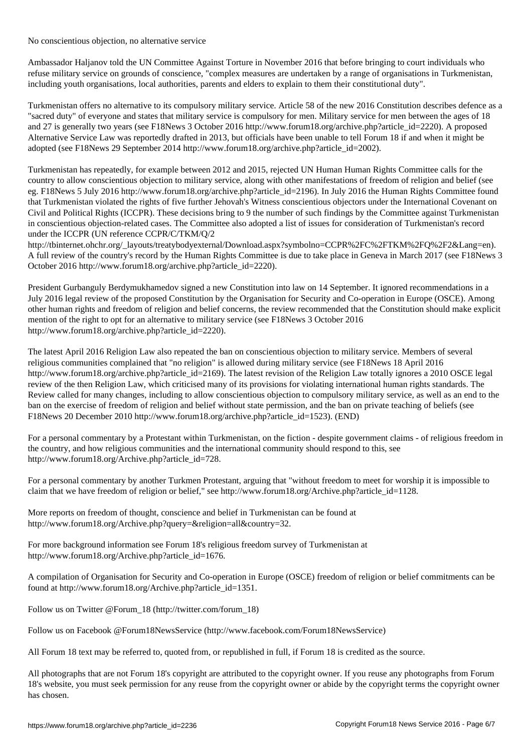## No conscientious objection, no alternative service

Ambassador Haljanov told the UN Committee Against Torture in November 2016 that before bringing to court individuals who refuse military service on grounds of conscience, "complex measures are undertaken by a range of organisations in Turkmenistan, including youth organisations, local authorities, parents and elders to explain to them their constitutional duty".

Turkmenistan offers no alternative to its compulsory military service. Article 58 of the new 2016 Constitution describes defence as a "sacred duty" of everyone and states that military service is compulsory for men. Military service for men between the ages of 18 and 27 is generally two years (see F18News 3 October 2016 http://www.forum18.org/archive.php?article_id=2220). A proposed Alternative Service Law was reportedly drafted in 2013, but officials have been unable to tell Forum 18 if and when it might be adopted (see F18News 29 September 2014 http://www.forum18.org/archive.php?article_id=2002).

Turkmenistan has repeatedly, for example between 2012 and 2015, rejected UN Human Human Rights Committee calls for the country to allow conscientious objection to military service, along with other manifestations of freedom of religion and belief (see eg. F18News 5 July 2016 http://www.forum18.org/archive.php?article_id=2196). In July 2016 the Human Rights Committee found that Turkmenistan violated the rights of five further Jehovah's Witness conscientious objectors under the International Covenant on Civil and Political Rights (ICCPR). These decisions bring to 9 the number of such findings by the Committee against Turkmenistan in conscientious objection-related cases. The Committee also adopted a list of issues for consideration of Turkmenistan's record under the ICCPR (UN reference CCPR/C/TKM/Q/2 http://tbinternet.ohchr.org/_layouts/treatybodyexternal/Download.aspx?symbolno=CCPR%2FC%2FTKM%2FQ%2F2&Lang=en). A full review of the country's record by the Human Rights Committee is due to take place in Geneva in March 2017 (see F18News 3 October 2016 http://www.forum18.org/archive.php?article_id=2220).

President Gurbanguly Berdymukhamedov signed a new Constitution into law on 14 September. It ignored recommendations in a July 2016 legal review of the proposed Constitution by the Organisation for Security and Co-operation in Europe (OSCE). Among other human rights and freedom of religion and belief concerns, the review recommended that the Constitution should make explicit mention of the right to opt for an alternative to military service (see F18News 3 October 2016 http://www.forum18.org/archive.php?article_id=2220).

The latest April 2016 Religion Law also repeated the ban on conscientious objection to military service. Members of several religious communities complained that "no religion" is allowed during military service (see F18News 18 April 2016 http://www.forum18.org/archive.php?article_id=2169). The latest revision of the Religion Law totally ignores a 2010 OSCE legal review of the then Religion Law, which criticised many of its provisions for violating international human rights standards. The Review called for many changes, including to allow conscientious objection to compulsory military service, as well as an end to the ban on the exercise of freedom of religion and belief without state permission, and the ban on private teaching of beliefs (see F18News 20 December 2010 http://www.forum18.org/archive.php?article_id=1523). (END)

For a personal commentary by a Protestant within Turkmenistan, on the fiction - despite government claims - of religious freedom in the country, and how religious communities and the international community should respond to this, see http://www.forum18.org/Archive.php?article_id=728.

For a personal commentary by another Turkmen Protestant, arguing that "without freedom to meet for worship it is impossible to claim that we have freedom of religion or belief," see http://www.forum18.org/Archive.php?article_id=1128.

More reports on freedom of thought, conscience and belief in Turkmenistan can be found at http://www.forum18.org/Archive.php?query=&religion=all&country=32.

For more background information see Forum 18's religious freedom survey of Turkmenistan at http://www.forum18.org/Archive.php?article_id=1676.

A compilation of Organisation for Security and Co-operation in Europe (OSCE) freedom of religion or belief commitments can be found at http://www.forum18.org/Archive.php?article_id=1351.

Follow us on Twitter @Forum_18 (http://twitter.com/forum_18)

Follow us on Facebook @Forum18NewsService (http://www.facebook.com/Forum18NewsService)

All Forum 18 text may be referred to, quoted from, or republished in full, if Forum 18 is credited as the source.

All photographs that are not Forum 18's copyright are attributed to the copyright owner. If you reuse any photographs from Forum 18's website, you must seek permission for any reuse from the copyright owner or abide by the copyright terms the copyright owner has chosen.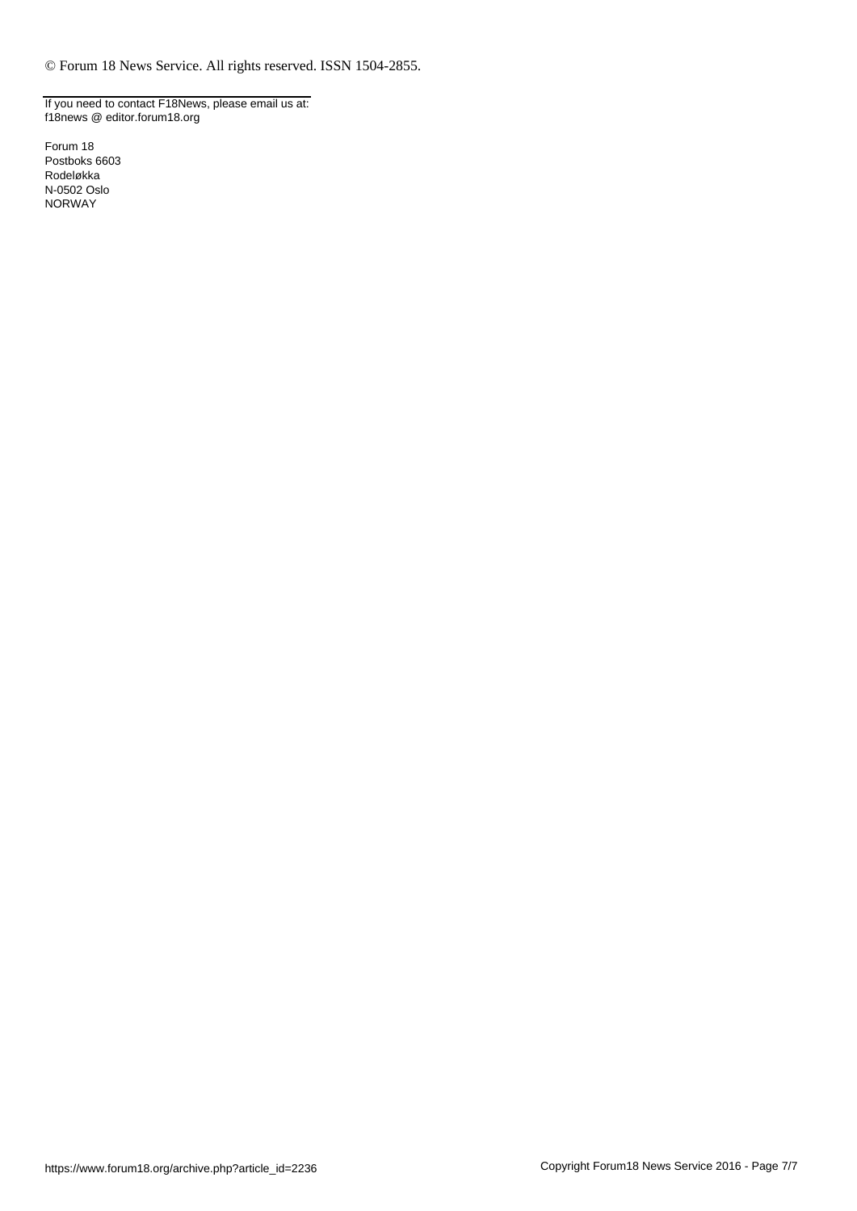© Forum 18 News Service. All rights reserved. ISSN 1504-2855.

If you need to contact F18News, please email us at:
f18news @ editor.forum18.org

Forum 18
Postboks 6603
Rodeløkka
N-0502 Oslo
NORWAY